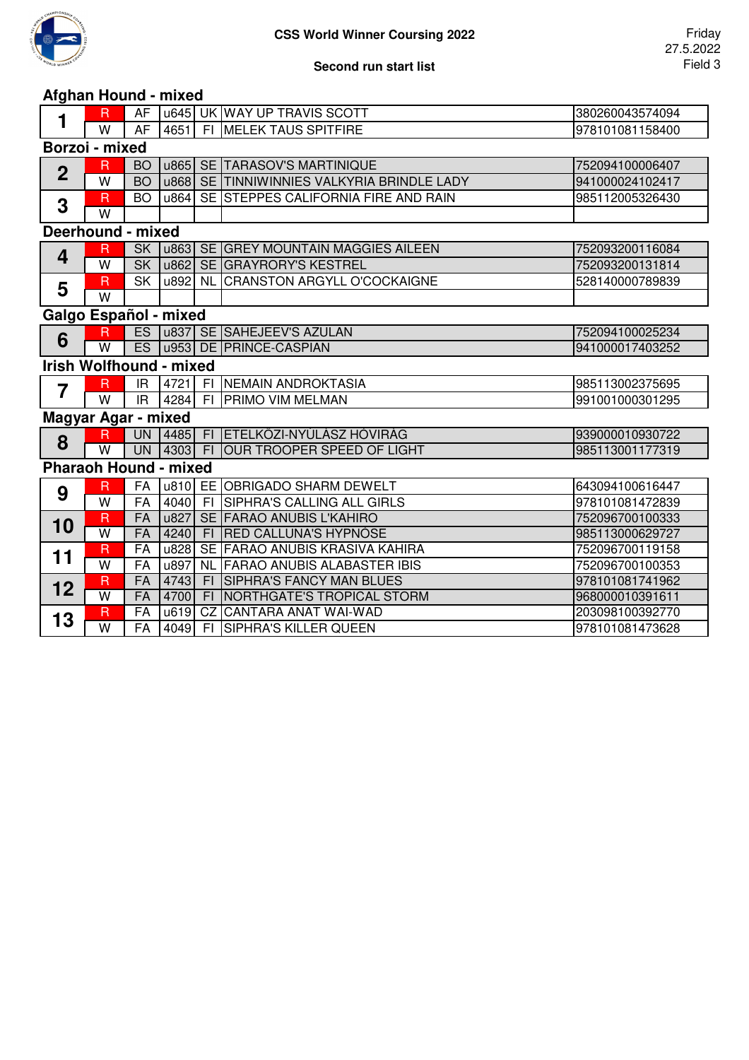# CSS World Winner Coursing 2022

## Second run start list

Friday
27.5.2022
Field 3

### Afghan Hound - mixed

| # | Color | Breed | No. | Country | Name | Chip |
|---|---|---|---|---|---|---|
| 1 | R | AF | u645 | UK | WAY UP TRAVIS SCOTT | 380260043574094 |
| | W | AF | 4651 | FI | MELEK TAUS SPITFIRE | 978101081158400 |

### Borzoi - mixed

| # | Color | Breed | No. | Country | Name | Chip |
|---|---|---|---|---|---|---|
| 2 | R | BO | u865 | SE | TARASOV'S MARTINIQUE | 752094100006407 |
| | W | BO | u868 | SE | TINNIWINNIES VALKYRIA BRINDLE LADY | 941000024102417 |
| 3 | R | BO | u864 | SE | STEPPES CALIFORNIA FIRE AND RAIN | 985112005326430 |
| | W | | | | | |

### Deerhound - mixed

| # | Color | Breed | No. | Country | Name | Chip |
|---|---|---|---|---|---|---|
| 4 | R | SK | u863 | SE | GREY MOUNTAIN MAGGIES AILEEN | 752093200116084 |
| | W | SK | u862 | SE | GRAYRORY'S KESTREL | 752093200131814 |
| 5 | R | SK | u892 | NL | CRANSTON ARGYLL O'COCKAIGNE | 528140000789839 |
| | W | | | | | |

### Galgo Español - mixed

| # | Color | Breed | No. | Country | Name | Chip |
|---|---|---|---|---|---|---|
| 6 | R | ES | u837 | SE | SAHEJEEV'S AZULAN | 752094100025234 |
| | W | ES | u953 | DE | PRINCE-CASPIAN | 941000017403252 |

### Irish Wolfhound - mixed

| # | Color | Breed | No. | Country | Name | Chip |
|---|---|---|---|---|---|---|
| 7 | R | IR | 4721 | FI | NEMAIN ANDROKTASIA | 985113002375695 |
| | W | IR | 4284 | FI | PRIMO VIM MELMAN | 991001000301295 |

### Magyar Agar - mixed

| # | Color | Breed | No. | Country | Name | Chip |
|---|---|---|---|---|---|---|
| 8 | R | UN | 4485 | FI | ETELKÖZI-NYÚLÁSZ HÓVIRÁG | 939000010930722 |
| | W | UN | 4303 | FI | OUR TROOPER SPEED OF LIGHT | 985113001177319 |

### Pharaoh Hound - mixed

| # | Color | Breed | No. | Country | Name | Chip |
|---|---|---|---|---|---|---|
| 9 | R | FA | u810 | EE | OBRIGADO SHARM DEWELT | 643094100616447 |
| | W | FA | 4040 | FI | SIPHRA'S CALLING ALL GIRLS | 978101081472839 |
| 10 | R | FA | u827 | SE | FARAO ANUBIS L'KAHIRO | 752096700100333 |
| | W | FA | 4240 | FI | RED CALLUNA'S HYPNÖSE | 985113000629727 |
| 11 | R | FA | u828 | SE | FARAO ANUBIS KRASIVA KAHIRA | 752096700119158 |
| | W | FA | u897 | NL | FARAO ANUBIS ALABASTER IBIS | 752096700100353 |
| 12 | R | FA | 4743 | FI | SIPHRA'S FANCY MAN BLUES | 978101081741962 |
| | W | FA | 4700 | FI | NORTHGATE'S TROPICAL STORM | 968000010391611 |
| 13 | R | FA | u619 | CZ | CANTARA ANAT WAI-WAD | 203098100392770 |
| | W | FA | 4049 | FI | SIPHRA'S KILLER QUEEN | 978101081473628 |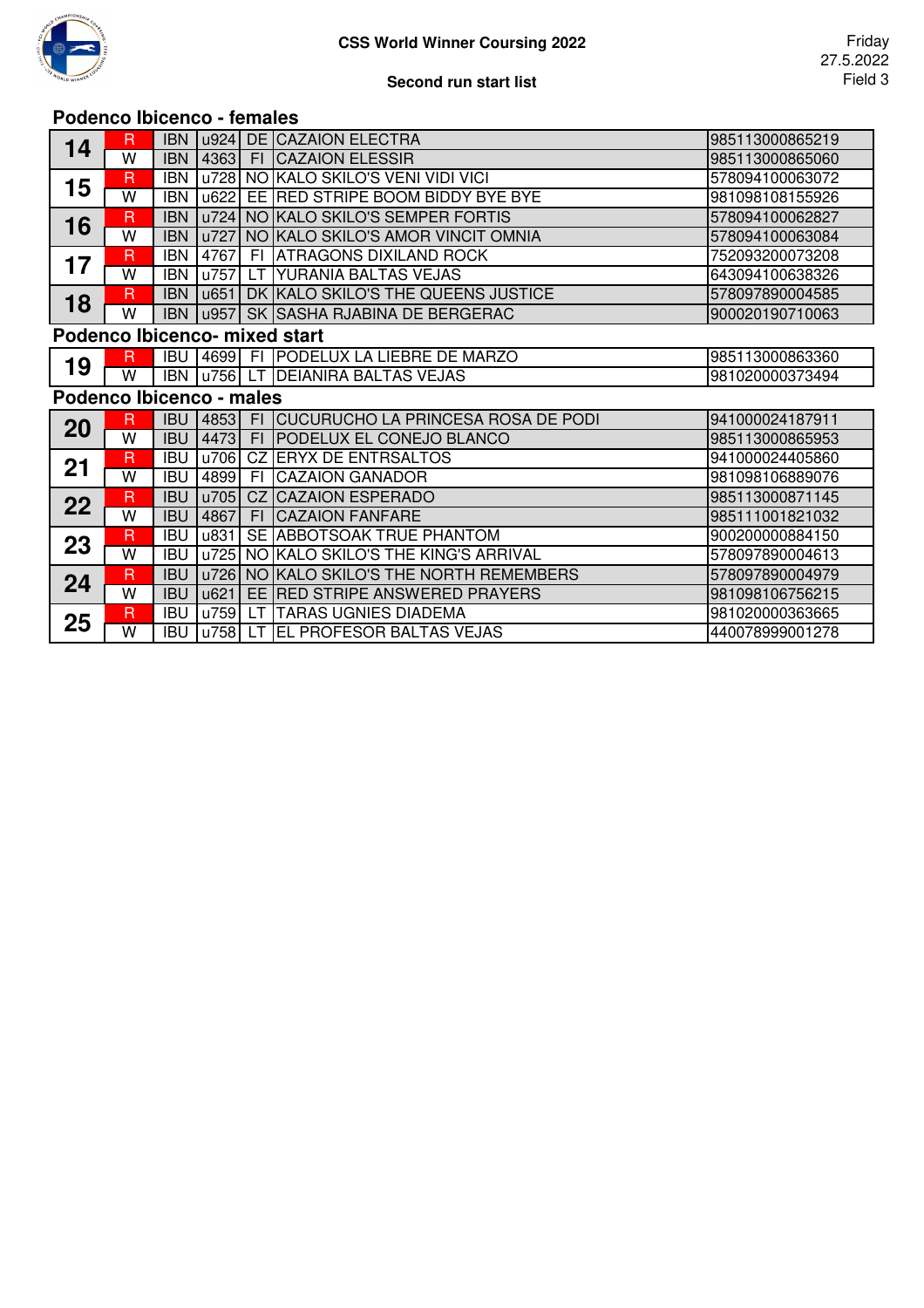**CSS World Winner Coursing 2022**

**Second run start list**

Friday
27.5.2022
Field 3

## Podenco Ibicenco - females

| | | | | | | |
|---|---|---|---|---|---|---|
| 14 | R | IBN | u924 | DE | CAZAION ELECTRA | 985113000865219 |
| | W | IBN | 4363 | FI | CAZAION ELESSIR | 985113000865060 |
| 15 | R | IBN | u728 | NO | KALO SKILO'S VENI VIDI VICI | 578094100063072 |
| | W | IBN | u622 | EE | RED STRIPE BOOM BIDDY BYE BYE | 981098108155926 |
| 16 | R | IBN | u724 | NO | KALO SKILO'S SEMPER FORTIS | 578094100062827 |
| | W | IBN | u727 | NO | KALO SKILO'S AMOR VINCIT OMNIA | 578094100063084 |
| 17 | R | IBN | 4767 | FI | ATRAGONS DIXILAND ROCK | 752093200073208 |
| | W | IBN | u757 | LT | YURANIA BALTAS VEJAS | 643094100638326 |
| 18 | R | IBN | u651 | DK | KALO SKILO'S THE QUEENS JUSTICE | 578097890004585 |
| | W | IBN | u957 | SK | SASHA RJABINA DE BERGERAC | 900020190710063 |

## Podenco Ibicenco- mixed start

| | | | | | | |
|---|---|---|---|---|---|---|
| 19 | R | IBU | 4699 | FI | PODELUX LA LIEBRE DE MARZO | 985113000863360 |
| | W | IBN | u756 | LT | DEIANIRA BALTAS VEJAS | 981020000373494 |

## Podenco Ibicenco - males

| | | | | | | |
|---|---|---|---|---|---|---|
| 20 | R | IBU | 4853 | FI | CUCURUCHO LA PRINCESA ROSA DE PODI | 941000024187911 |
| | W | IBU | 4473 | FI | PODELUX EL CONEJO BLANCO | 985113000865953 |
| 21 | R | IBU | u706 | CZ | ERYX DE ENTRSALTOS | 941000024405860 |
| | W | IBU | 4899 | FI | CAZAION GANADOR | 981098106889076 |
| 22 | R | IBU | u705 | CZ | CAZAION ESPERADO | 985113000871145 |
| | W | IBU | 4867 | FI | CAZAION FANFARE | 985111001821032 |
| 23 | R | IBU | u831 | SE | ABBOTSOAK TRUE PHANTOM | 900200000884150 |
| | W | IBU | u725 | NO | KALO SKILO'S THE KING'S ARRIVAL | 578097890004613 |
| 24 | R | IBU | u726 | NO | KALO SKILO'S THE NORTH REMEMBERS | 578097890004979 |
| | W | IBU | u621 | EE | RED STRIPE ANSWERED PRAYERS | 981098106756215 |
| 25 | R | IBU | u759 | LT | TARAS UGNIES DIADEMA | 981020000363665 |
| | W | IBU | u758 | LT | EL PROFESOR BALTAS VEJAS | 440078999001278 |